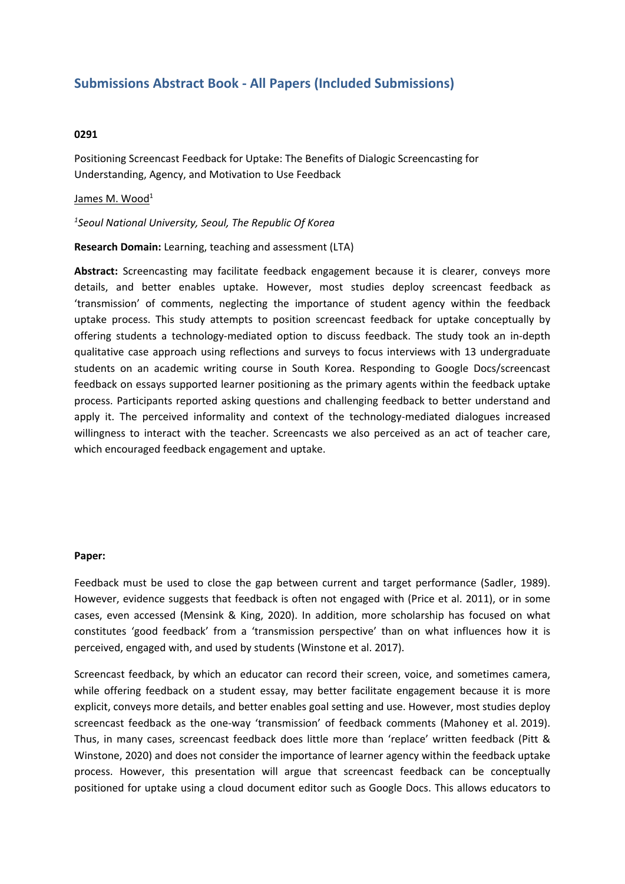# Submissions Abstract Book - All Papers (Included Submissions)

**0291**

Positioning Screencast Feedback for Uptake: The Benefits of Dialogic Screencasting for Understanding, Agency, and Motivation to Use Feedback

James M. Wood[1]

*[1]Seoul National University, Seoul, The Republic Of Korea*

**Research Domain:** Learning, teaching and assessment (LTA)

**Abstract:** Screencasting may facilitate feedback engagement because it is clearer, conveys more details, and better enables uptake. However, most studies deploy screencast feedback as 'transmission' of comments, neglecting the importance of student agency within the feedback uptake process. This study attempts to position screencast feedback for uptake conceptually by offering students a technology-mediated option to discuss feedback. The study took an in-depth qualitative case approach using reflections and surveys to focus interviews with 13 undergraduate students on an academic writing course in South Korea. Responding to Google Docs/screencast feedback on essays supported learner positioning as the primary agents within the feedback uptake process. Participants reported asking questions and challenging feedback to better understand and apply it. The perceived informality and context of the technology-mediated dialogues increased willingness to interact with the teacher. Screencasts we also perceived as an act of teacher care, which encouraged feedback engagement and uptake.

**Paper:**

Feedback must be used to close the gap between current and target performance (Sadler, 1989). However, evidence suggests that feedback is often not engaged with (Price et al. 2011), or in some cases, even accessed (Mensink & King, 2020). In addition, more scholarship has focused on what constitutes 'good feedback' from a 'transmission perspective' than on what influences how it is perceived, engaged with, and used by students (Winstone et al. 2017).

Screencast feedback, by which an educator can record their screen, voice, and sometimes camera, while offering feedback on a student essay, may better facilitate engagement because it is more explicit, conveys more details, and better enables goal setting and use. However, most studies deploy screencast feedback as the one-way 'transmission' of feedback comments (Mahoney et al. 2019). Thus, in many cases, screencast feedback does little more than 'replace' written feedback (Pitt & Winstone, 2020) and does not consider the importance of learner agency within the feedback uptake process. However, this presentation will argue that screencast feedback can be conceptually positioned for uptake using a cloud document editor such as Google Docs. This allows educators to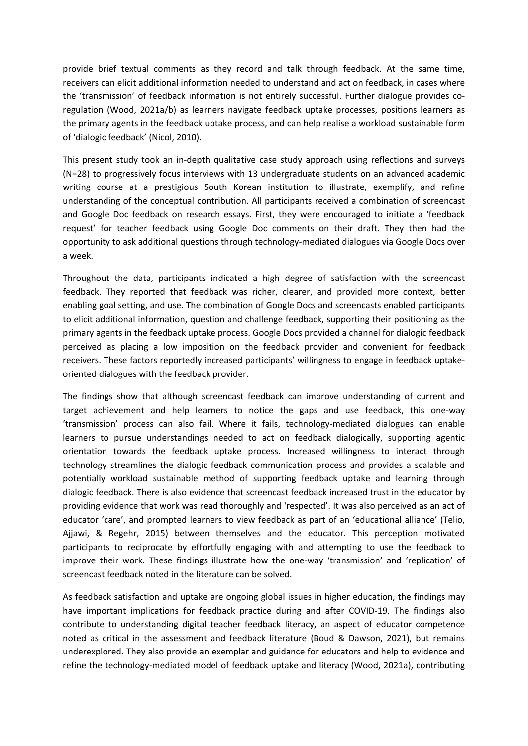provide brief textual comments as they record and talk through feedback. At the same time, receivers can elicit additional information needed to understand and act on feedback, in cases where the 'transmission' of feedback information is not entirely successful. Further dialogue provides co-regulation (Wood, 2021a/b) as learners navigate feedback uptake processes, positions learners as the primary agents in the feedback uptake process, and can help realise a workload sustainable form of 'dialogic feedback' (Nicol, 2010).

This present study took an in-depth qualitative case study approach using reflections and surveys (N=28) to progressively focus interviews with 13 undergraduate students on an advanced academic writing course at a prestigious South Korean institution to illustrate, exemplify, and refine understanding of the conceptual contribution. All participants received a combination of screencast and Google Doc feedback on research essays. First, they were encouraged to initiate a 'feedback request' for teacher feedback using Google Doc comments on their draft. They then had the opportunity to ask additional questions through technology-mediated dialogues via Google Docs over a week.

Throughout the data, participants indicated a high degree of satisfaction with the screencast feedback. They reported that feedback was richer, clearer, and provided more context, better enabling goal setting, and use. The combination of Google Docs and screencasts enabled participants to elicit additional information, question and challenge feedback, supporting their positioning as the primary agents in the feedback uptake process. Google Docs provided a channel for dialogic feedback perceived as placing a low imposition on the feedback provider and convenient for feedback receivers. These factors reportedly increased participants' willingness to engage in feedback uptake-oriented dialogues with the feedback provider.

The findings show that although screencast feedback can improve understanding of current and target achievement and help learners to notice the gaps and use feedback, this one-way 'transmission' process can also fail. Where it fails, technology-mediated dialogues can enable learners to pursue understandings needed to act on feedback dialogically, supporting agentic orientation towards the feedback uptake process. Increased willingness to interact through technology streamlines the dialogic feedback communication process and provides a scalable and potentially workload sustainable method of supporting feedback uptake and learning through dialogic feedback. There is also evidence that screencast feedback increased trust in the educator by providing evidence that work was read thoroughly and 'respected'. It was also perceived as an act of educator 'care', and prompted learners to view feedback as part of an 'educational alliance' (Telio, Ajjawi, & Regehr, 2015) between themselves and the educator. This perception motivated participants to reciprocate by effortfully engaging with and attempting to use the feedback to improve their work. These findings illustrate how the one-way 'transmission' and 'replication' of screencast feedback noted in the literature can be solved.

As feedback satisfaction and uptake are ongoing global issues in higher education, the findings may have important implications for feedback practice during and after COVID-19. The findings also contribute to understanding digital teacher feedback literacy, an aspect of educator competence noted as critical in the assessment and feedback literature (Boud & Dawson, 2021), but remains underexplored. They also provide an exemplar and guidance for educators and help to evidence and refine the technology-mediated model of feedback uptake and literacy (Wood, 2021a), contributing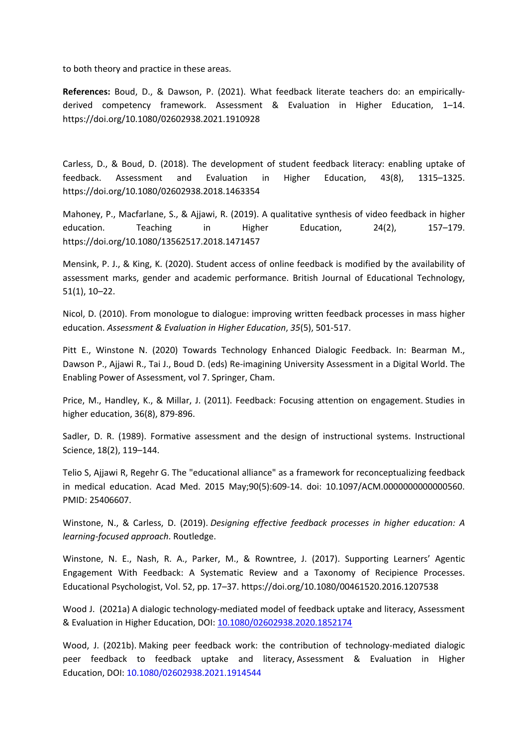to both theory and practice in these areas.

**References:** Boud, D., & Dawson, P. (2021). What feedback literate teachers do: an empirically-derived competency framework. Assessment & Evaluation in Higher Education, 1–14. https://doi.org/10.1080/02602938.2021.1910928

Carless, D., & Boud, D. (2018). The development of student feedback literacy: enabling uptake of feedback. Assessment and Evaluation in Higher Education, 43(8), 1315–1325. https://doi.org/10.1080/02602938.2018.1463354

Mahoney, P., Macfarlane, S., & Ajjawi, R. (2019). A qualitative synthesis of video feedback in higher education. Teaching in Higher Education, 24(2), 157–179. https://doi.org/10.1080/13562517.2018.1471457

Mensink, P. J., & King, K. (2020). Student access of online feedback is modified by the availability of assessment marks, gender and academic performance. British Journal of Educational Technology, 51(1), 10–22.

Nicol, D. (2010). From monologue to dialogue: improving written feedback processes in mass higher education. *Assessment & Evaluation in Higher Education*, *35*(5), 501-517.

Pitt E., Winstone N. (2020) Towards Technology Enhanced Dialogic Feedback. In: Bearman M., Dawson P., Ajjawi R., Tai J., Boud D. (eds) Re-imagining University Assessment in a Digital World. The Enabling Power of Assessment, vol 7. Springer, Cham.

Price, M., Handley, K., & Millar, J. (2011). Feedback: Focusing attention on engagement. Studies in higher education, 36(8), 879-896.

Sadler, D. R. (1989). Formative assessment and the design of instructional systems. Instructional Science, 18(2), 119–144.

Telio S, Ajjawi R, Regehr G. The "educational alliance" as a framework for reconceptualizing feedback in medical education. Acad Med. 2015 May;90(5):609-14. doi: 10.1097/ACM.0000000000000560. PMID: 25406607.

Winstone, N., & Carless, D. (2019). *Designing effective feedback processes in higher education: A learning-focused approach*. Routledge.

Winstone, N. E., Nash, R. A., Parker, M., & Rowntree, J. (2017). Supporting Learners' Agentic Engagement With Feedback: A Systematic Review and a Taxonomy of Recipience Processes. Educational Psychologist, Vol. 52, pp. 17–37. https://doi.org/10.1080/00461520.2016.1207538

Wood J. (2021a) A dialogic technology-mediated model of feedback uptake and literacy, Assessment & Evaluation in Higher Education, DOI: 10.1080/02602938.2020.1852174

Wood, J. (2021b). Making peer feedback work: the contribution of technology-mediated dialogic peer feedback to feedback uptake and literacy, Assessment & Evaluation in Higher Education, DOI: 10.1080/02602938.2021.1914544